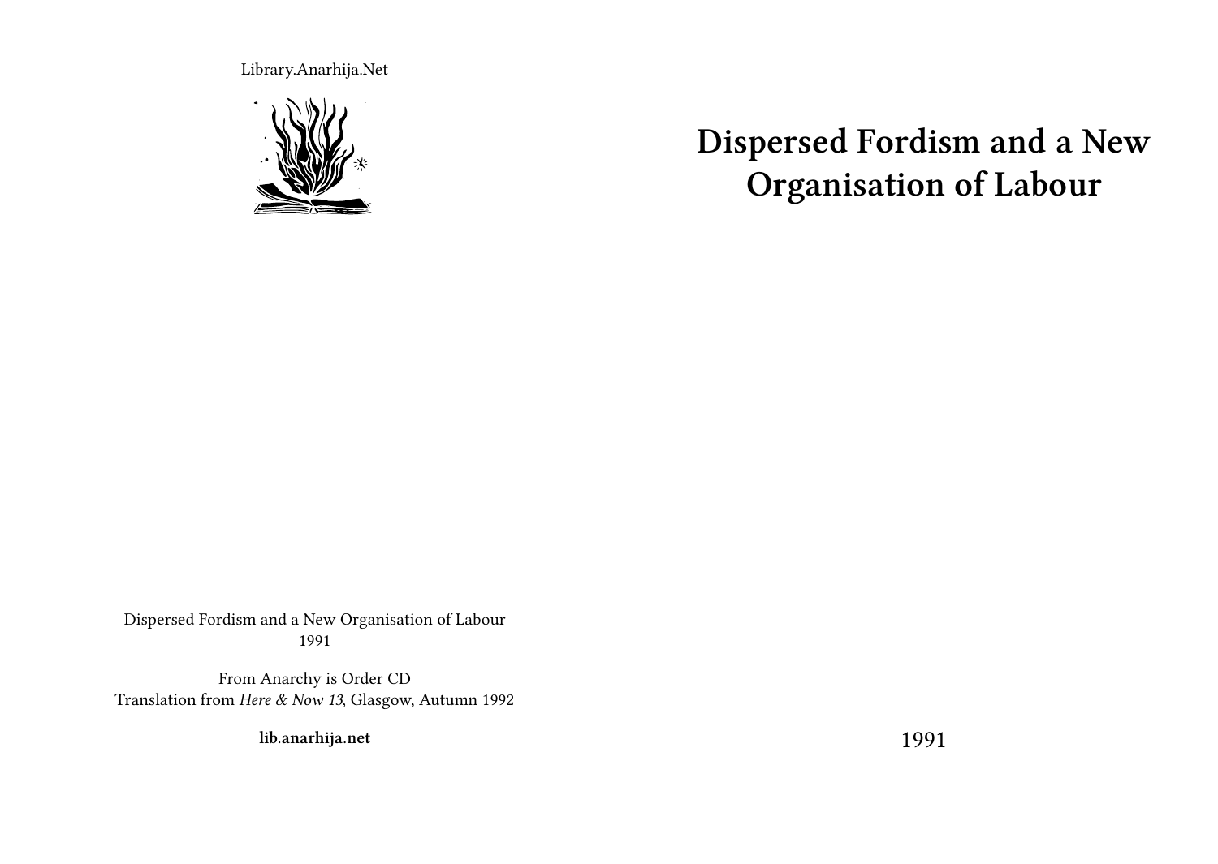Library.Anarhija.Net

# Dispersed Fordism and a New Organisation of Labour

1991

Dispersed Fordism and a New Organisation of Labour
1991

From Anarchy is Order CD
Translation from *Here & Now 13*, Glasgow, Autumn 1992

**lib.anarhija.net**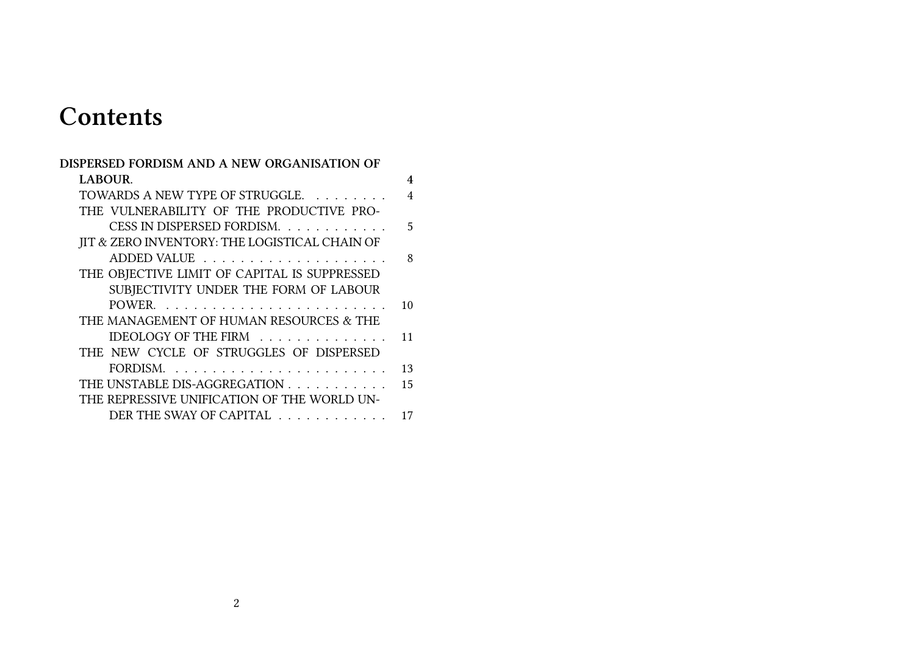# Contents

**DISPERSED FORDISM AND A NEW ORGANISATION OF LABOUR.** 4

- TOWARDS A NEW TYPE OF STRUGGLE. 4
- THE VULNERABILITY OF THE PRODUCTIVE PROCESS IN DISPERSED FORDISM. 5
- JIT & ZERO INVENTORY: THE LOGISTICAL CHAIN OF ADDED VALUE 8
- THE OBJECTIVE LIMIT OF CAPITAL IS SUPPRESSED SUBJECTIVITY UNDER THE FORM OF LABOUR POWER. 10
- THE MANAGEMENT OF HUMAN RESOURCES & THE IDEOLOGY OF THE FIRM 11
- THE NEW CYCLE OF STRUGGLES OF DISPERSED FORDISM. 13
- THE UNSTABLE DIS-AGGREGATION 15
- THE REPRESSIVE UNIFICATION OF THE WORLD UNDER THE SWAY OF CAPITAL 17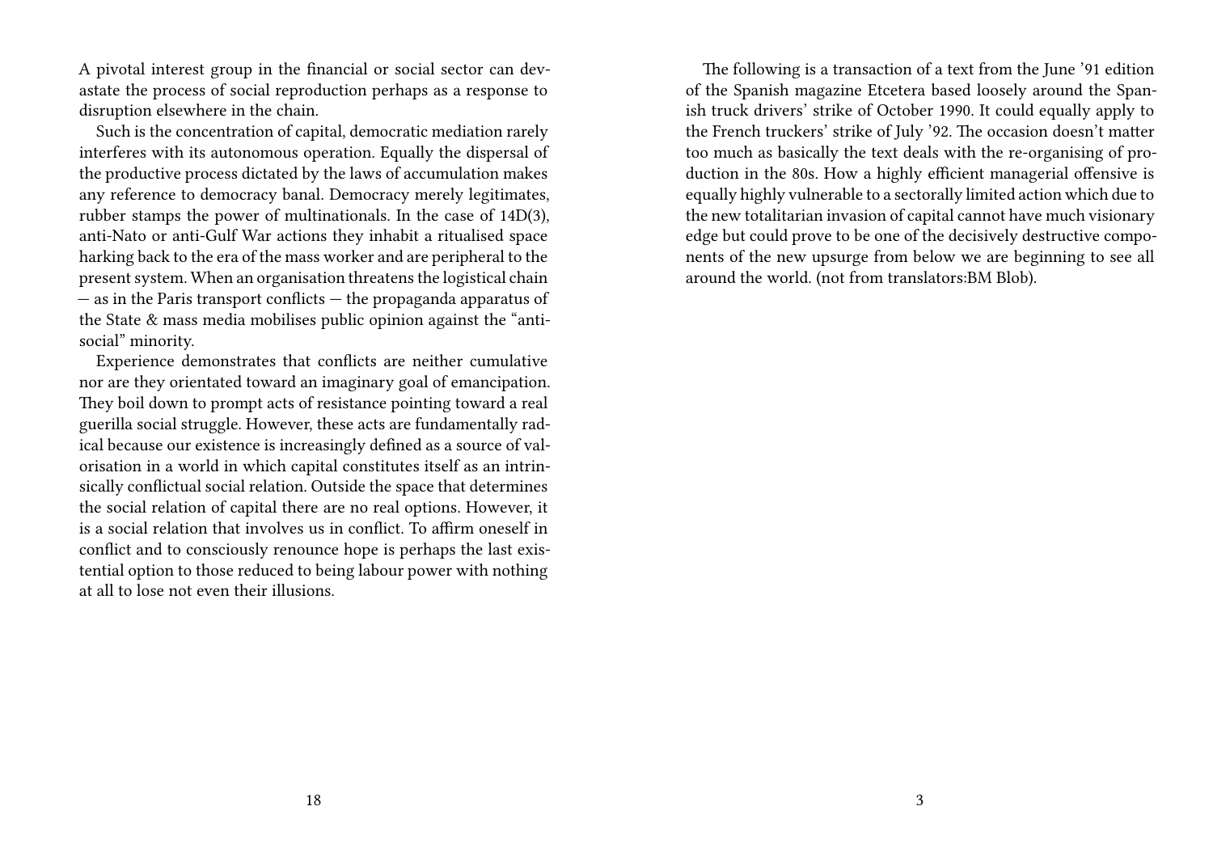A pivotal interest group in the financial or social sector can devastate the process of social reproduction perhaps as a response to disruption elsewhere in the chain.

Such is the concentration of capital, democratic mediation rarely interferes with its autonomous operation. Equally the dispersal of the productive process dictated by the laws of accumulation makes any reference to democracy banal. Democracy merely legitimates, rubber stamps the power of multinationals. In the case of 14D(3), anti-Nato or anti-Gulf War actions they inhabit a ritualised space harking back to the era of the mass worker and are peripheral to the present system. When an organisation threatens the logistical chain — as in the Paris transport conflicts — the propaganda apparatus of the State & mass media mobilises public opinion against the "anti-social" minority.

Experience demonstrates that conflicts are neither cumulative nor are they orientated toward an imaginary goal of emancipation. They boil down to prompt acts of resistance pointing toward a real guerilla social struggle. However, these acts are fundamentally radical because our existence is increasingly defined as a source of valorisation in a world in which capital constitutes itself as an intrinsically conflictual social relation. Outside the space that determines the social relation of capital there are no real options. However, it is a social relation that involves us in conflict. To affirm oneself in conflict and to consciously renounce hope is perhaps the last existential option to those reduced to being labour power with nothing at all to lose not even their illusions.

The following is a transaction of a text from the June '91 edition of the Spanish magazine Etcetera based loosely around the Spanish truck drivers' strike of October 1990. It could equally apply to the French truckers' strike of July '92. The occasion doesn't matter too much as basically the text deals with the re-organising of production in the 80s. How a highly efficient managerial offensive is equally highly vulnerable to a sectorally limited action which due to the new totalitarian invasion of capital cannot have much visionary edge but could prove to be one of the decisively destructive components of the new upsurge from below we are beginning to see all around the world. (not from translators:BM Blob).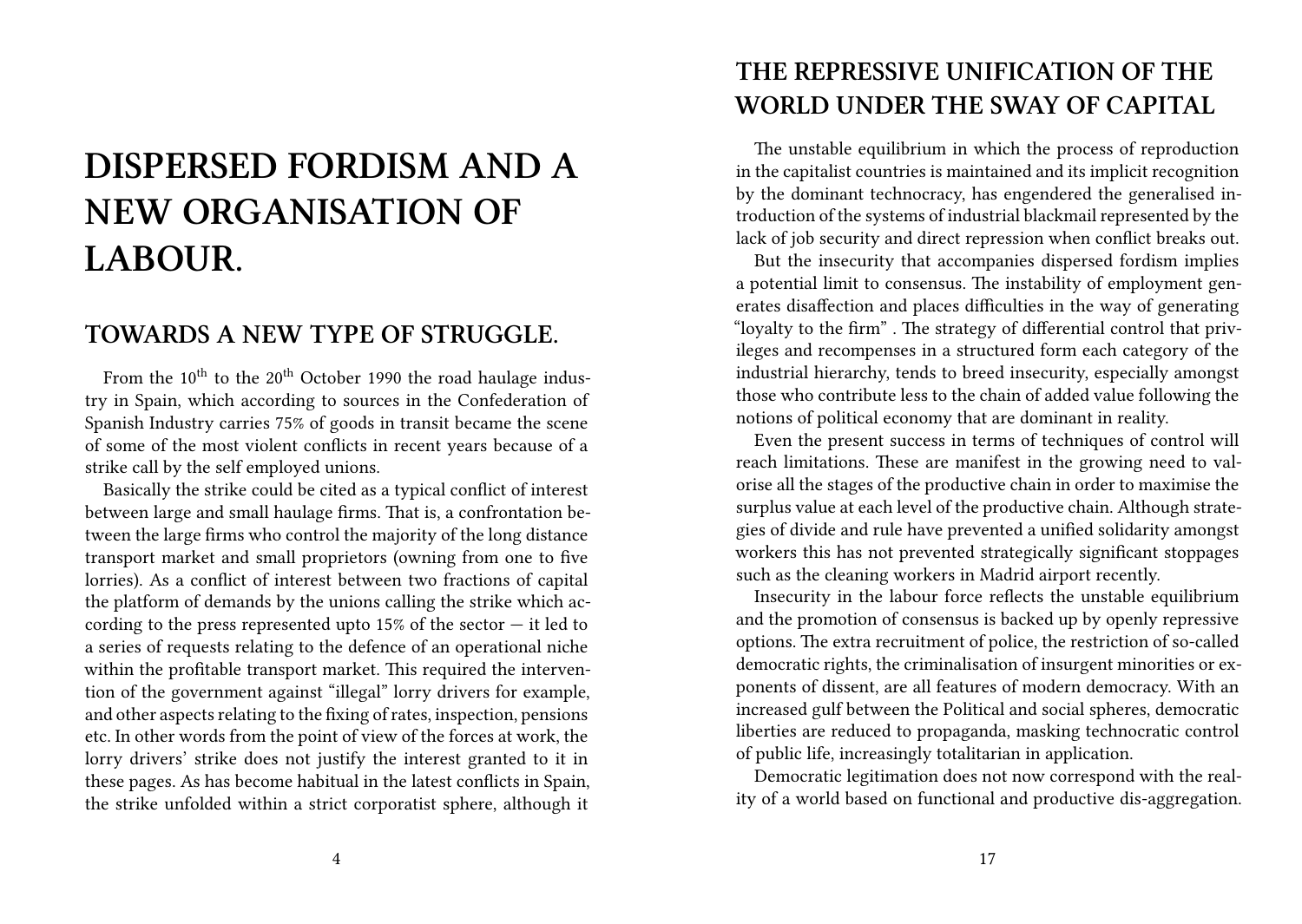# DISPERSED FORDISM AND A NEW ORGANISATION OF LABOUR.

## TOWARDS A NEW TYPE OF STRUGGLE.

From the 10th to the 20th October 1990 the road haulage industry in Spain, which according to sources in the Confederation of Spanish Industry carries 75% of goods in transit became the scene of some of the most violent conflicts in recent years because of a strike call by the self employed unions.

Basically the strike could be cited as a typical conflict of interest between large and small haulage firms. That is, a confrontation between the large firms who control the majority of the long distance transport market and small proprietors (owning from one to five lorries). As a conflict of interest between two fractions of capital the platform of demands by the unions calling the strike which according to the press represented upto 15% of the sector — it led to a series of requests relating to the defence of an operational niche within the profitable transport market. This required the intervention of the government against "illegal" lorry drivers for example, and other aspects relating to the fixing of rates, inspection, pensions etc. In other words from the point of view of the forces at work, the lorry drivers' strike does not justify the interest granted to it in these pages. As has become habitual in the latest conflicts in Spain, the strike unfolded within a strict corporatist sphere, although it

## THE REPRESSIVE UNIFICATION OF THE WORLD UNDER THE SWAY OF CAPITAL

The unstable equilibrium in which the process of reproduction in the capitalist countries is maintained and its implicit recognition by the dominant technocracy, has engendered the generalised introduction of the systems of industrial blackmail represented by the lack of job security and direct repression when conflict breaks out.

But the insecurity that accompanies dispersed fordism implies a potential limit to consensus. The instability of employment generates disaffection and places difficulties in the way of generating "loyalty to the firm" . The strategy of differential control that privileges and recompenses in a structured form each category of the industrial hierarchy, tends to breed insecurity, especially amongst those who contribute less to the chain of added value following the notions of political economy that are dominant in reality.

Even the present success in terms of techniques of control will reach limitations. These are manifest in the growing need to valorise all the stages of the productive chain in order to maximise the surplus value at each level of the productive chain. Although strategies of divide and rule have prevented a unified solidarity amongst workers this has not prevented strategically significant stoppages such as the cleaning workers in Madrid airport recently.

Insecurity in the labour force reflects the unstable equilibrium and the promotion of consensus is backed up by openly repressive options. The extra recruitment of police, the restriction of so-called democratic rights, the criminalisation of insurgent minorities or exponents of dissent, are all features of modern democracy. With an increased gulf between the Political and social spheres, democratic liberties are reduced to propaganda, masking technocratic control of public life, increasingly totalitarian in application.

Democratic legitimation does not now correspond with the reality of a world based on functional and productive dis-aggregation.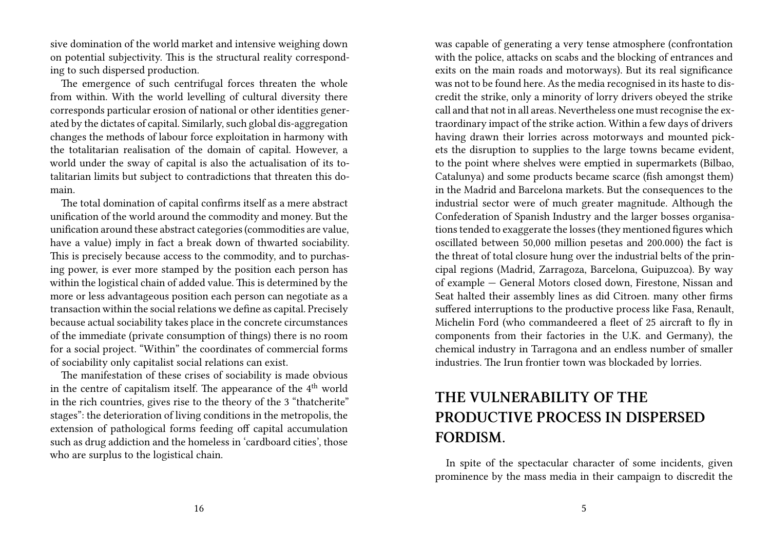sive domination of the world market and intensive weighing down on potential subjectivity. This is the structural reality corresponding to such dispersed production.

The emergence of such centrifugal forces threaten the whole from within. With the world levelling of cultural diversity there corresponds particular erosion of national or other identities generated by the dictates of capital. Similarly, such global dis-aggregation changes the methods of labour force exploitation in harmony with the totalitarian realisation of the domain of capital. However, a world under the sway of capital is also the actualisation of its totalitarian limits but subject to contradictions that threaten this domain.

The total domination of capital confirms itself as a mere abstract unification of the world around the commodity and money. But the unification around these abstract categories (commodities are value, have a value) imply in fact a break down of thwarted sociability. This is precisely because access to the commodity, and to purchasing power, is ever more stamped by the position each person has within the logistical chain of added value. This is determined by the more or less advantageous position each person can negotiate as a transaction within the social relations we define as capital. Precisely because actual sociability takes place in the concrete circumstances of the immediate (private consumption of things) there is no room for a social project. "Within" the coordinates of commercial forms of sociability only capitalist social relations can exist.

The manifestation of these crises of sociability is made obvious in the centre of capitalism itself. The appearance of the 4th world in the rich countries, gives rise to the theory of the 3 "thatcherite" stages": the deterioration of living conditions in the metropolis, the extension of pathological forms feeding off capital accumulation such as drug addiction and the homeless in 'cardboard cities', those who are surplus to the logistical chain.

was capable of generating a very tense atmosphere (confrontation with the police, attacks on scabs and the blocking of entrances and exits on the main roads and motorways). But its real significance was not to be found here. As the media recognised in its haste to discredit the strike, only a minority of lorry drivers obeyed the strike call and that not in all areas. Nevertheless one must recognise the extraordinary impact of the strike action. Within a few days of drivers having drawn their lorries across motorways and mounted pickets the disruption to supplies to the large towns became evident, to the point where shelves were emptied in supermarkets (Bilbao, Catalunya) and some products became scarce (fish amongst them) in the Madrid and Barcelona markets. But the consequences to the industrial sector were of much greater magnitude. Although the Confederation of Spanish Industry and the larger bosses organisations tended to exaggerate the losses (they mentioned figures which oscillated between 50,000 million pesetas and 200.000) the fact is the threat of total closure hung over the industrial belts of the principal regions (Madrid, Zarragoza, Barcelona, Guipuzcoa). By way of example — General Motors closed down, Firestone, Nissan and Seat halted their assembly lines as did Citroen. many other firms suffered interruptions to the productive process like Fasa, Renault, Michelin Ford (who commandeered a fleet of 25 aircraft to fly in components from their factories in the U.K. and Germany), the chemical industry in Tarragona and an endless number of smaller industries. The Irun frontier town was blockaded by lorries.

## THE VULNERABILITY OF THE PRODUCTIVE PROCESS IN DISPERSED FORDISM.

In spite of the spectacular character of some incidents, given prominence by the mass media in their campaign to discredit the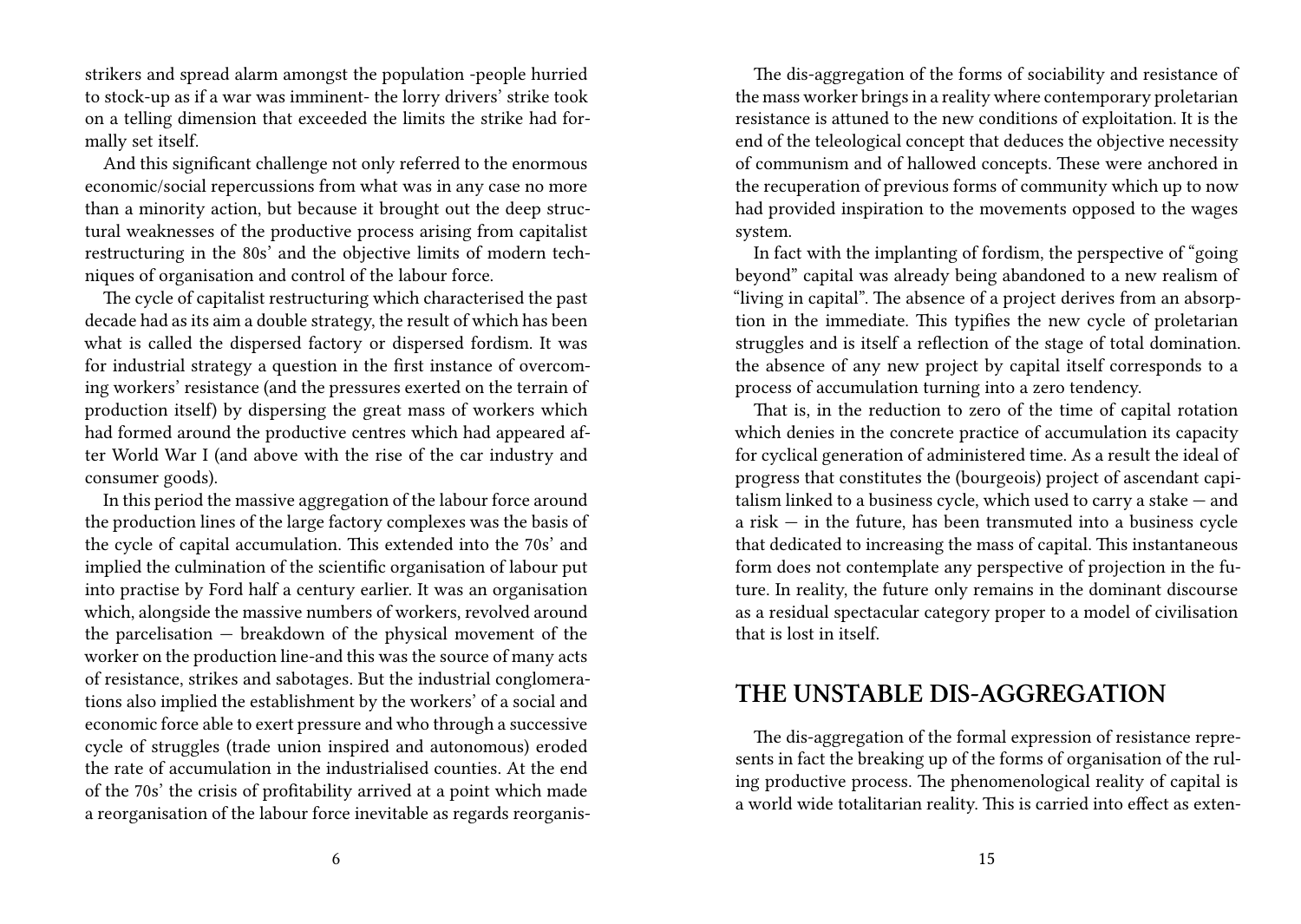strikers and spread alarm amongst the population -people hurried to stock-up as if a war was imminent- the lorry drivers' strike took on a telling dimension that exceeded the limits the strike had formally set itself.

And this significant challenge not only referred to the enormous economic/social repercussions from what was in any case no more than a minority action, but because it brought out the deep structural weaknesses of the productive process arising from capitalist restructuring in the 80s' and the objective limits of modern techniques of organisation and control of the labour force.

The cycle of capitalist restructuring which characterised the past decade had as its aim a double strategy, the result of which has been what is called the dispersed factory or dispersed fordism. It was for industrial strategy a question in the first instance of overcoming workers' resistance (and the pressures exerted on the terrain of production itself) by dispersing the great mass of workers which had formed around the productive centres which had appeared after World War I (and above with the rise of the car industry and consumer goods).

In this period the massive aggregation of the labour force around the production lines of the large factory complexes was the basis of the cycle of capital accumulation. This extended into the 70s' and implied the culmination of the scientific organisation of labour put into practise by Ford half a century earlier. It was an organisation which, alongside the massive numbers of workers, revolved around the parcelisation — breakdown of the physical movement of the worker on the production line-and this was the source of many acts of resistance, strikes and sabotages. But the industrial conglomerations also implied the establishment by the workers' of a social and economic force able to exert pressure and who through a successive cycle of struggles (trade union inspired and autonomous) eroded the rate of accumulation in the industrialised counties. At the end of the 70s' the crisis of profitability arrived at a point which made a reorganisation of the labour force inevitable as regards reorganis-

The dis-aggregation of the forms of sociability and resistance of the mass worker brings in a reality where contemporary proletarian resistance is attuned to the new conditions of exploitation. It is the end of the teleological concept that deduces the objective necessity of communism and of hallowed concepts. These were anchored in the recuperation of previous forms of community which up to now had provided inspiration to the movements opposed to the wages system.

In fact with the implanting of fordism, the perspective of "going beyond" capital was already being abandoned to a new realism of "living in capital". The absence of a project derives from an absorption in the immediate. This typifies the new cycle of proletarian struggles and is itself a reflection of the stage of total domination. the absence of any new project by capital itself corresponds to a process of accumulation turning into a zero tendency.

That is, in the reduction to zero of the time of capital rotation which denies in the concrete practice of accumulation its capacity for cyclical generation of administered time. As a result the ideal of progress that constitutes the (bourgeois) project of ascendant capitalism linked to a business cycle, which used to carry a stake — and a risk — in the future, has been transmuted into a business cycle that dedicated to increasing the mass of capital. This instantaneous form does not contemplate any perspective of projection in the future. In reality, the future only remains in the dominant discourse as a residual spectacular category proper to a model of civilisation that is lost in itself.

## THE UNSTABLE DIS-AGGREGATION

The dis-aggregation of the formal expression of resistance represents in fact the breaking up of the forms of organisation of the ruling productive process. The phenomenological reality of capital is a world wide totalitarian reality. This is carried into effect as exten-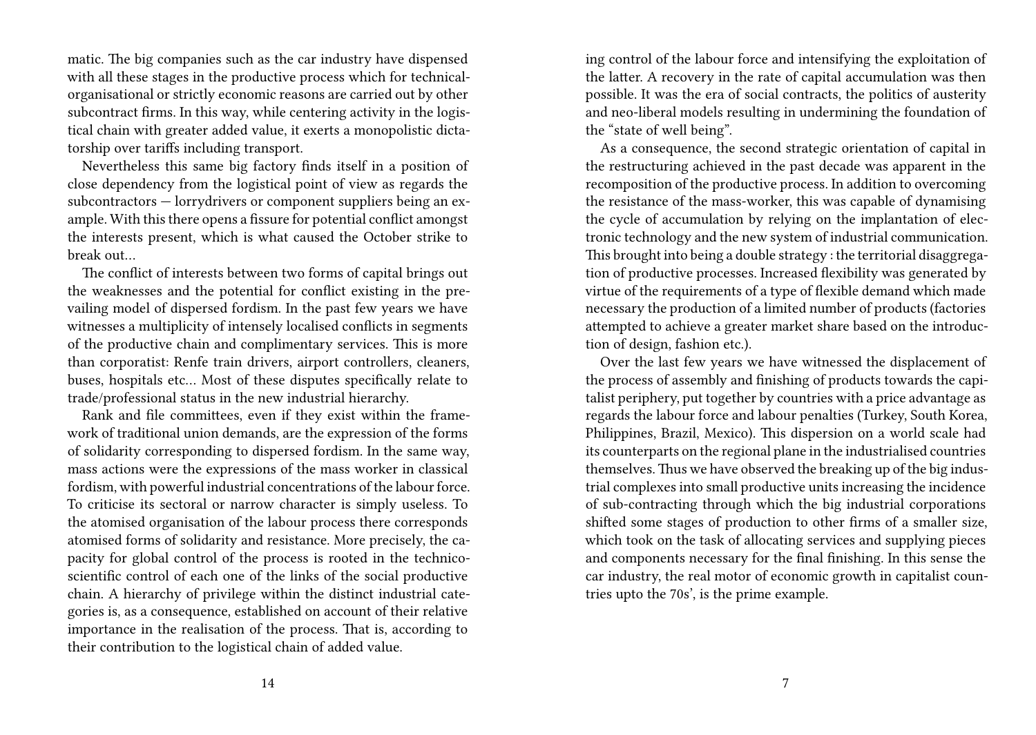matic. The big companies such as the car industry have dispensed with all these stages in the productive process which for technical-organisational or strictly economic reasons are carried out by other subcontract firms. In this way, while centering activity in the logistical chain with greater added value, it exerts a monopolistic dictatorship over tariffs including transport.

Nevertheless this same big factory finds itself in a position of close dependency from the logistical point of view as regards the subcontractors — lorrydrivers or component suppliers being an example. With this there opens a fissure for potential conflict amongst the interests present, which is what caused the October strike to break out…

The conflict of interests between two forms of capital brings out the weaknesses and the potential for conflict existing in the prevailing model of dispersed fordism. In the past few years we have witnesses a multiplicity of intensely localised conflicts in segments of the productive chain and complimentary services. This is more than corporatist: Renfe train drivers, airport controllers, cleaners, buses, hospitals etc… Most of these disputes specifically relate to trade/professional status in the new industrial hierarchy.

Rank and file committees, even if they exist within the framework of traditional union demands, are the expression of the forms of solidarity corresponding to dispersed fordism. In the same way, mass actions were the expressions of the mass worker in classical fordism, with powerful industrial concentrations of the labour force. To criticise its sectoral or narrow character is simply useless. To the atomised organisation of the labour process there corresponds atomised forms of solidarity and resistance. More precisely, the capacity for global control of the process is rooted in the technico-scientific control of each one of the links of the social productive chain. A hierarchy of privilege within the distinct industrial categories is, as a consequence, established on account of their relative importance in the realisation of the process. That is, according to their contribution to the logistical chain of added value.

ing control of the labour force and intensifying the exploitation of the latter. A recovery in the rate of capital accumulation was then possible. It was the era of social contracts, the politics of austerity and neo-liberal models resulting in undermining the foundation of the "state of well being".

As a consequence, the second strategic orientation of capital in the restructuring achieved in the past decade was apparent in the recomposition of the productive process. In addition to overcoming the resistance of the mass-worker, this was capable of dynamising the cycle of accumulation by relying on the implantation of electronic technology and the new system of industrial communication. This brought into being a double strategy : the territorial disaggregation of productive processes. Increased flexibility was generated by virtue of the requirements of a type of flexible demand which made necessary the production of a limited number of products (factories attempted to achieve a greater market share based on the introduction of design, fashion etc.).

Over the last few years we have witnessed the displacement of the process of assembly and finishing of products towards the capitalist periphery, put together by countries with a price advantage as regards the labour force and labour penalties (Turkey, South Korea, Philippines, Brazil, Mexico). This dispersion on a world scale had its counterparts on the regional plane in the industrialised countries themselves. Thus we have observed the breaking up of the big industrial complexes into small productive units increasing the incidence of sub-contracting through which the big industrial corporations shifted some stages of production to other firms of a smaller size, which took on the task of allocating services and supplying pieces and components necessary for the final finishing. In this sense the car industry, the real motor of economic growth in capitalist countries upto the 70s', is the prime example.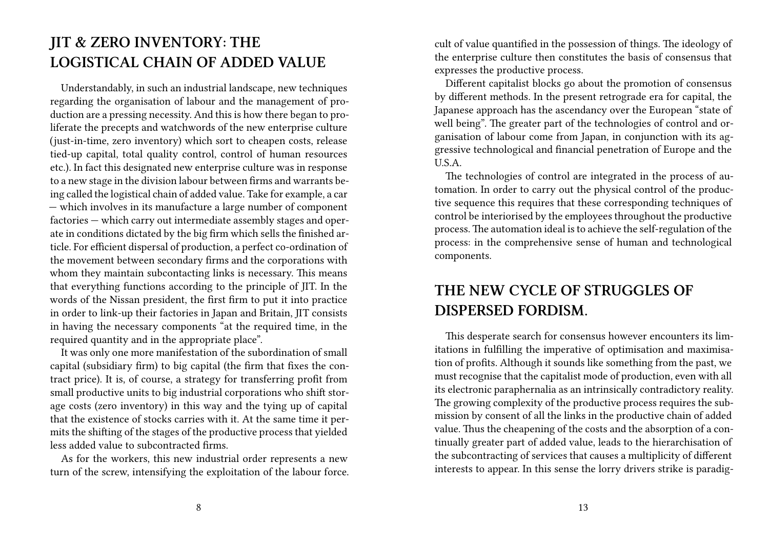## JIT & ZERO INVENTORY: THE LOGISTICAL CHAIN OF ADDED VALUE

Understandably, in such an industrial landscape, new techniques regarding the organisation of labour and the management of production are a pressing necessity. And this is how there began to proliferate the precepts and watchwords of the new enterprise culture (just-in-time, zero inventory) which sort to cheapen costs, release tied-up capital, total quality control, control of human resources etc.). In fact this designated new enterprise culture was in response to a new stage in the division labour between firms and warrants being called the logistical chain of added value. Take for example, a car — which involves in its manufacture a large number of component factories — which carry out intermediate assembly stages and operate in conditions dictated by the big firm which sells the finished article. For efficient dispersal of production, a perfect co-ordination of the movement between secondary firms and the corporations with whom they maintain subcontacting links is necessary. This means that everything functions according to the principle of JIT. In the words of the Nissan president, the first firm to put it into practice in order to link-up their factories in Japan and Britain, JIT consists in having the necessary components "at the required time, in the required quantity and in the appropriate place".

It was only one more manifestation of the subordination of small capital (subsidiary firm) to big capital (the firm that fixes the contract price). It is, of course, a strategy for transferring profit from small productive units to big industrial corporations who shift storage costs (zero inventory) in this way and the tying up of capital that the existence of stocks carries with it. At the same time it permits the shifting of the stages of the productive process that yielded less added value to subcontracted firms.

As for the workers, this new industrial order represents a new turn of the screw, intensifying the exploitation of the labour force.

cult of value quantified in the possession of things. The ideology of the enterprise culture then constitutes the basis of consensus that expresses the productive process.

Different capitalist blocks go about the promotion of consensus by different methods. In the present retrograde era for capital, the Japanese approach has the ascendancy over the European "state of well being". The greater part of the technologies of control and organisation of labour come from Japan, in conjunction with its aggressive technological and financial penetration of Europe and the U.S.A.

The technologies of control are integrated in the process of automation. In order to carry out the physical control of the productive sequence this requires that these corresponding techniques of control be interiorised by the employees throughout the productive process. The automation ideal is to achieve the self-regulation of the process: in the comprehensive sense of human and technological components.

## THE NEW CYCLE OF STRUGGLES OF DISPERSED FORDISM.

This desperate search for consensus however encounters its limitations in fulfilling the imperative of optimisation and maximisation of profits. Although it sounds like something from the past, we must recognise that the capitalist mode of production, even with all its electronic paraphernalia as an intrinsically contradictory reality. The growing complexity of the productive process requires the submission by consent of all the links in the productive chain of added value. Thus the cheapening of the costs and the absorption of a continually greater part of added value, leads to the hierarchisation of the subcontracting of services that causes a multiplicity of different interests to appear. In this sense the lorry drivers strike is paradig-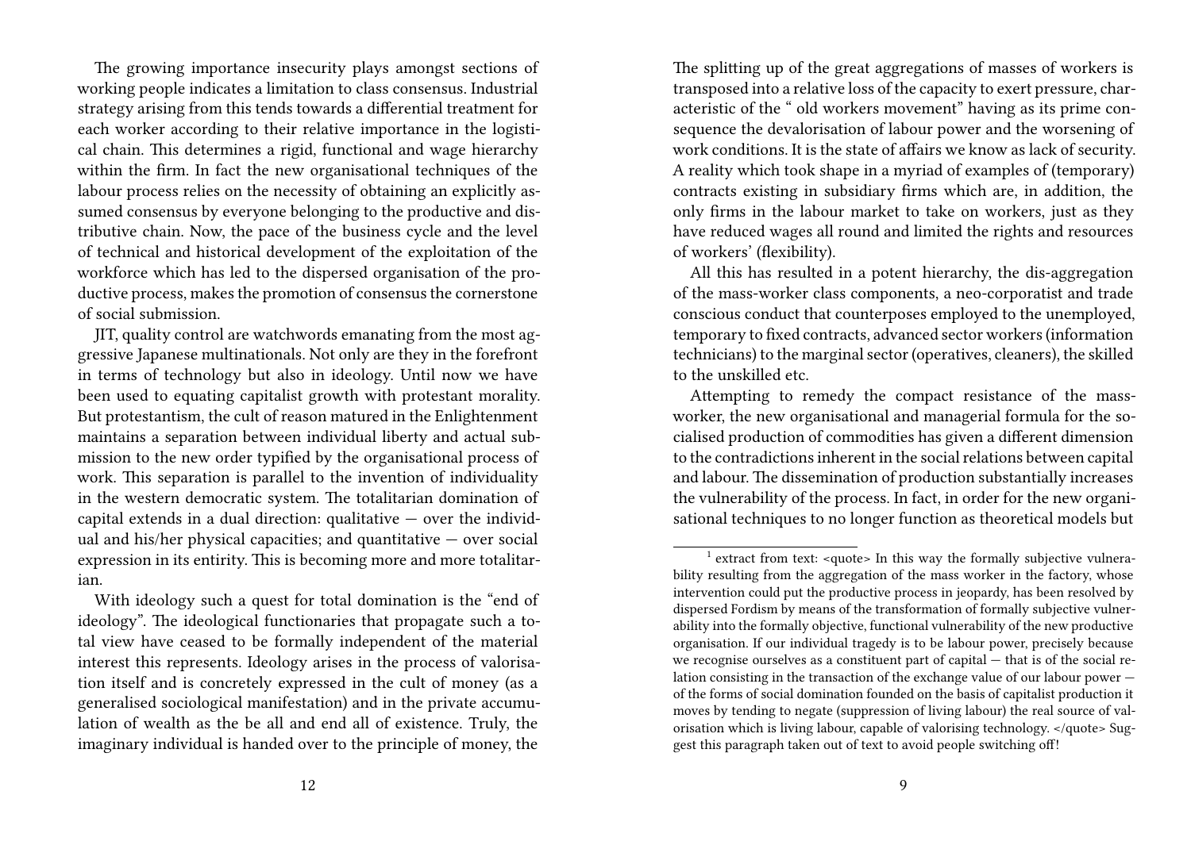The growing importance insecurity plays amongst sections of working people indicates a limitation to class consensus. Industrial strategy arising from this tends towards a differential treatment for each worker according to their relative importance in the logistical chain. This determines a rigid, functional and wage hierarchy within the firm. In fact the new organisational techniques of the labour process relies on the necessity of obtaining an explicitly assumed consensus by everyone belonging to the productive and distributive chain. Now, the pace of the business cycle and the level of technical and historical development of the exploitation of the workforce which has led to the dispersed organisation of the productive process, makes the promotion of consensus the cornerstone of social submission.

JIT, quality control are watchwords emanating from the most aggressive Japanese multinationals. Not only are they in the forefront in terms of technology but also in ideology. Until now we have been used to equating capitalist growth with protestant morality. But protestantism, the cult of reason matured in the Enlightenment maintains a separation between individual liberty and actual submission to the new order typified by the organisational process of work. This separation is parallel to the invention of individuality in the western democratic system. The totalitarian domination of capital extends in a dual direction: qualitative — over the individual and his/her physical capacities; and quantitative — over social expression in its entirity. This is becoming more and more totalitarian.

With ideology such a quest for total domination is the "end of ideology". The ideological functionaries that propagate such a total view have ceased to be formally independent of the material interest this represents. Ideology arises in the process of valorisation itself and is concretely expressed in the cult of money (as a generalised sociological manifestation) and in the private accumulation of wealth as the be all and end all of existence. Truly, the imaginary individual is handed over to the principle of money, the

The splitting up of the great aggregations of masses of workers is transposed into a relative loss of the capacity to exert pressure, characteristic of the " old workers movement" having as its prime consequence the devalorisation of labour power and the worsening of work conditions. It is the state of affairs we know as lack of security. A reality which took shape in a myriad of examples of (temporary) contracts existing in subsidiary firms which are, in addition, the only firms in the labour market to take on workers, just as they have reduced wages all round and limited the rights and resources of workers' (flexibility).

All this has resulted in a potent hierarchy, the dis-aggregation of the mass-worker class components, a neo-corporatist and trade conscious conduct that counterposes employed to the unemployed, temporary to fixed contracts, advanced sector workers (information technicians) to the marginal sector (operatives, cleaners), the skilled to the unskilled etc.

Attempting to remedy the compact resistance of the mass-worker, the new organisational and managerial formula for the socialised production of commodities has given a different dimension to the contradictions inherent in the social relations between capital and labour. The dissemination of production substantially increases the vulnerability of the process. In fact, in order for the new organisational techniques to no longer function as theoretical models but

[1] extract from text: <quote> In this way the formally subjective vulnerability resulting from the aggregation of the mass worker in the factory, whose intervention could put the productive process in jeopardy, has been resolved by dispersed Fordism by means of the transformation of formally subjective vulnerability into the formally objective, functional vulnerability of the new productive organisation. If our individual tragedy is to be labour power, precisely because we recognise ourselves as a constituent part of capital — that is of the social relation consisting in the transaction of the exchange value of our labour power — of the forms of social domination founded on the basis of capitalist production it moves by tending to negate (suppression of living labour) the real source of valorisation which is living labour, capable of valorising technology. </quote> Suggest this paragraph taken out of text to avoid people switching off!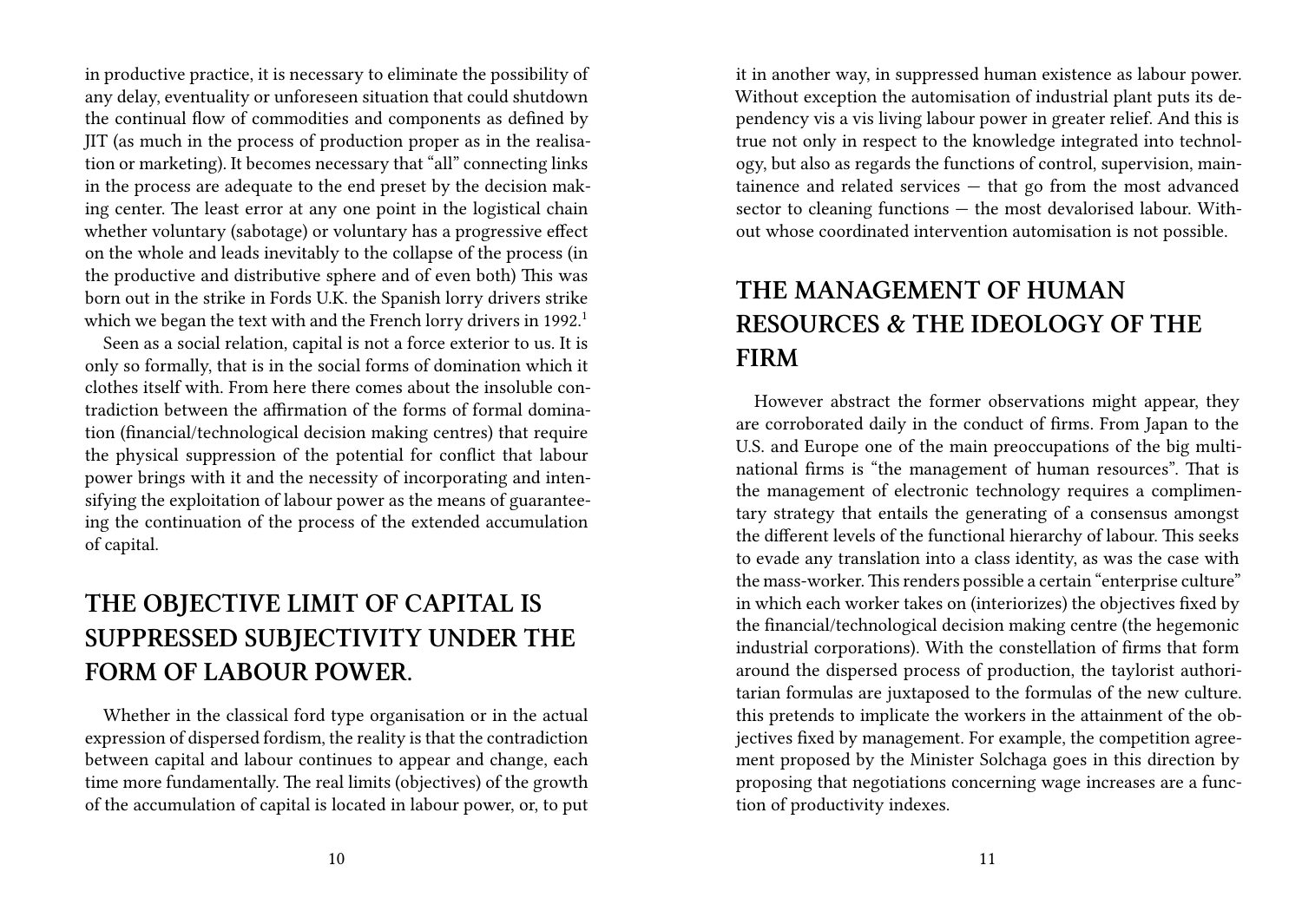in productive practice, it is necessary to eliminate the possibility of any delay, eventuality or unforeseen situation that could shutdown the continual flow of commodities and components as defined by JIT (as much in the process of production proper as in the realisation or marketing). It becomes necessary that "all" connecting links in the process are adequate to the end preset by the decision making center. The least error at any one point in the logistical chain whether voluntary (sabotage) or voluntary has a progressive effect on the whole and leads inevitably to the collapse of the process (in the productive and distributive sphere and of even both) This was born out in the strike in Fords U.K. the Spanish lorry drivers strike which we began the text with and the French lorry drivers in 1992.[1]

Seen as a social relation, capital is not a force exterior to us. It is only so formally, that is in the social forms of domination which it clothes itself with. From here there comes about the insoluble contradiction between the affirmation of the forms of formal domination (financial/technological decision making centres) that require the physical suppression of the potential for conflict that labour power brings with it and the necessity of incorporating and intensifying the exploitation of labour power as the means of guaranteeing the continuation of the process of the extended accumulation of capital.

## THE OBJECTIVE LIMIT OF CAPITAL IS SUPPRESSED SUBJECTIVITY UNDER THE FORM OF LABOUR POWER.

Whether in the classical ford type organisation or in the actual expression of dispersed fordism, the reality is that the contradiction between capital and labour continues to appear and change, each time more fundamentally. The real limits (objectives) of the growth of the accumulation of capital is located in labour power, or, to put it in another way, in suppressed human existence as labour power. Without exception the automisation of industrial plant puts its dependency vis a vis living labour power in greater relief. And this is true not only in respect to the knowledge integrated into technology, but also as regards the functions of control, supervision, maintainence and related services — that go from the most advanced sector to cleaning functions — the most devalorised labour. Without whose coordinated intervention automisation is not possible.

## THE MANAGEMENT OF HUMAN RESOURCES & THE IDEOLOGY OF THE FIRM

However abstract the former observations might appear, they are corroborated daily in the conduct of firms. From Japan to the U.S. and Europe one of the main preoccupations of the big multinational firms is "the management of human resources". That is the management of electronic technology requires a complimentary strategy that entails the generating of a consensus amongst the different levels of the functional hierarchy of labour. This seeks to evade any translation into a class identity, as was the case with the mass-worker. This renders possible a certain "enterprise culture" in which each worker takes on (interiorizes) the objectives fixed by the financial/technological decision making centre (the hegemonic industrial corporations). With the constellation of firms that form around the dispersed process of production, the taylorist authoritarian formulas are juxtaposed to the formulas of the new culture. this pretends to implicate the workers in the attainment of the objectives fixed by management. For example, the competition agreement proposed by the Minister Solchaga goes in this direction by proposing that negotiations concerning wage increases are a function of productivity indexes.